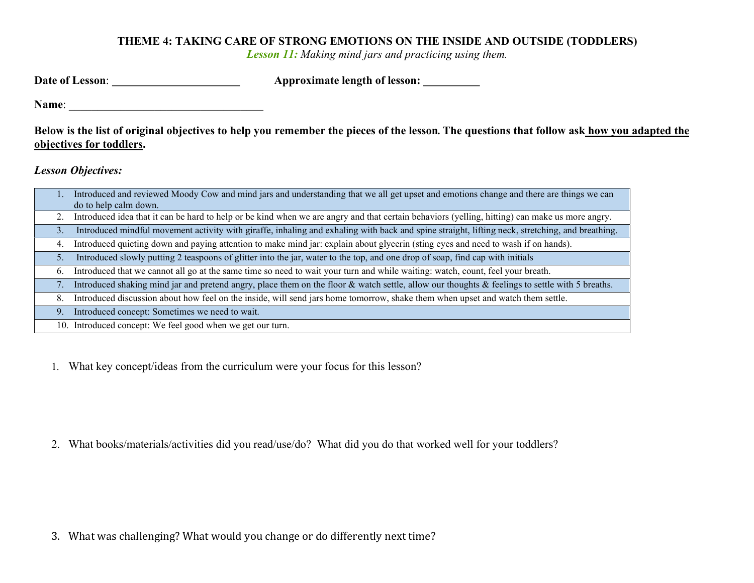**THEME 4: TAKING CARE OF STRONG EMOTIONS ON THE INSIDE AND OUTSIDE (TODDLERS)**

*Lesson 11: Making mind jars and practicing using them.*

**Date of Lesson**: _______________________ **Approximate length of lesson:** __________

**Name**: ___________________________________

**Below is the list of original objectives to help you remember the pieces of the lesson. The questions that follow ask how you adapted the objectives for toddlers.**

***Lesson Objectives:***

| | |
|---|---|
| 1. | Introduced and reviewed Moody Cow and mind jars and understanding that we all get upset and emotions change and there are things we can do to help calm down. |
| 2. | Introduced idea that it can be hard to help or be kind when we are angry and that certain behaviors (yelling, hitting) can make us more angry. |
| 3. | Introduced mindful movement activity with giraffe, inhaling and exhaling with back and spine straight, lifting neck, stretching, and breathing. |
| 4. | Introduced quieting down and paying attention to make mind jar: explain about glycerin (sting eyes and need to wash if on hands). |
| 5. | Introduced slowly putting 2 teaspoons of glitter into the jar, water to the top, and one drop of soap, find cap with initials |
| 6. | Introduced that we cannot all go at the same time so need to wait your turn and while waiting: watch, count, feel your breath. |
| 7. | Introduced shaking mind jar and pretend angry, place them on the floor & watch settle, allow our thoughts & feelings to settle with 5 breaths. |
| 8. | Introduced discussion about how feel on the inside, will send jars home tomorrow, shake them when upset and watch them settle. |
| 9. | Introduced concept: Sometimes we need to wait. |
| 10. | Introduced concept: We feel good when we get our turn. |

1. What key concept/ideas from the curriculum were your focus for this lesson?

2. What books/materials/activities did you read/use/do? What did you do that worked well for your toddlers?

3. What was challenging? What would you change or do differently next time?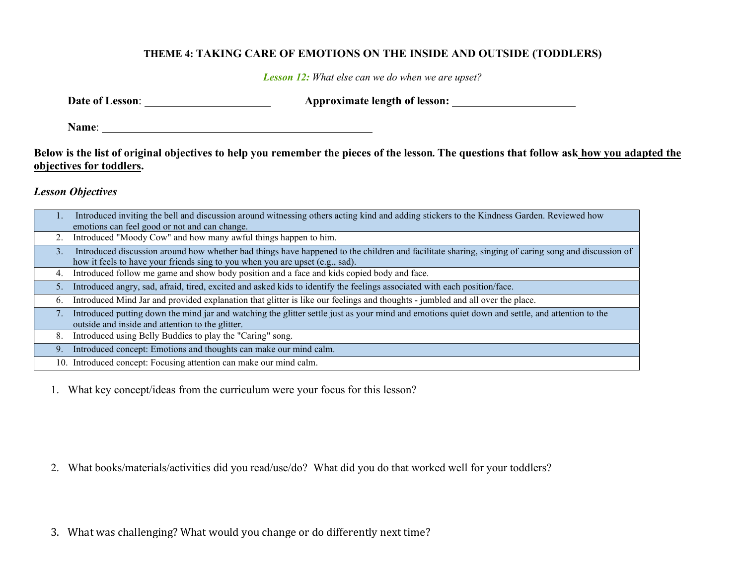**THEME 4: TAKING CARE OF EMOTIONS ON THE INSIDE AND OUTSIDE (TODDLERS)**

*Lesson 12: What else can we do when we are upset?*

**Date of Lesson**: _______________________ **Approximate length of lesson:** _______________________

**Name**: __________________________________________________

**Below is the list of original objectives to help you remember the pieces of the lesson. The questions that follow ask how you adapted the objectives for toddlers.**

***Lesson Objectives***

| | |
|---|---|
| 1. | Introduced inviting the bell and discussion around witnessing others acting kind and adding stickers to the Kindness Garden. Reviewed how emotions can feel good or not and can change. |
| 2. | Introduced "Moody Cow" and how many awful things happen to him. |
| 3. | Introduced discussion around how whether bad things have happened to the children and facilitate sharing, singing of caring song and discussion of how it feels to have your friends sing to you when you are upset (e.g., sad). |
| 4. | Introduced follow me game and show body position and a face and kids copied body and face. |
| 5. | Introduced angry, sad, afraid, tired, excited and asked kids to identify the feelings associated with each position/face. |
| 6. | Introduced Mind Jar and provided explanation that glitter is like our feelings and thoughts - jumbled and all over the place. |
| 7. | Introduced putting down the mind jar and watching the glitter settle just as your mind and emotions quiet down and settle, and attention to the outside and inside and attention to the glitter. |
| 8. | Introduced using Belly Buddies to play the "Caring" song. |
| 9. | Introduced concept: Emotions and thoughts can make our mind calm. |
| 10. | Introduced concept: Focusing attention can make our mind calm. |

1. What key concept/ideas from the curriculum were your focus for this lesson?

2. What books/materials/activities did you read/use/do? What did you do that worked well for your toddlers?

3. What was challenging? What would you change or do differently next time?